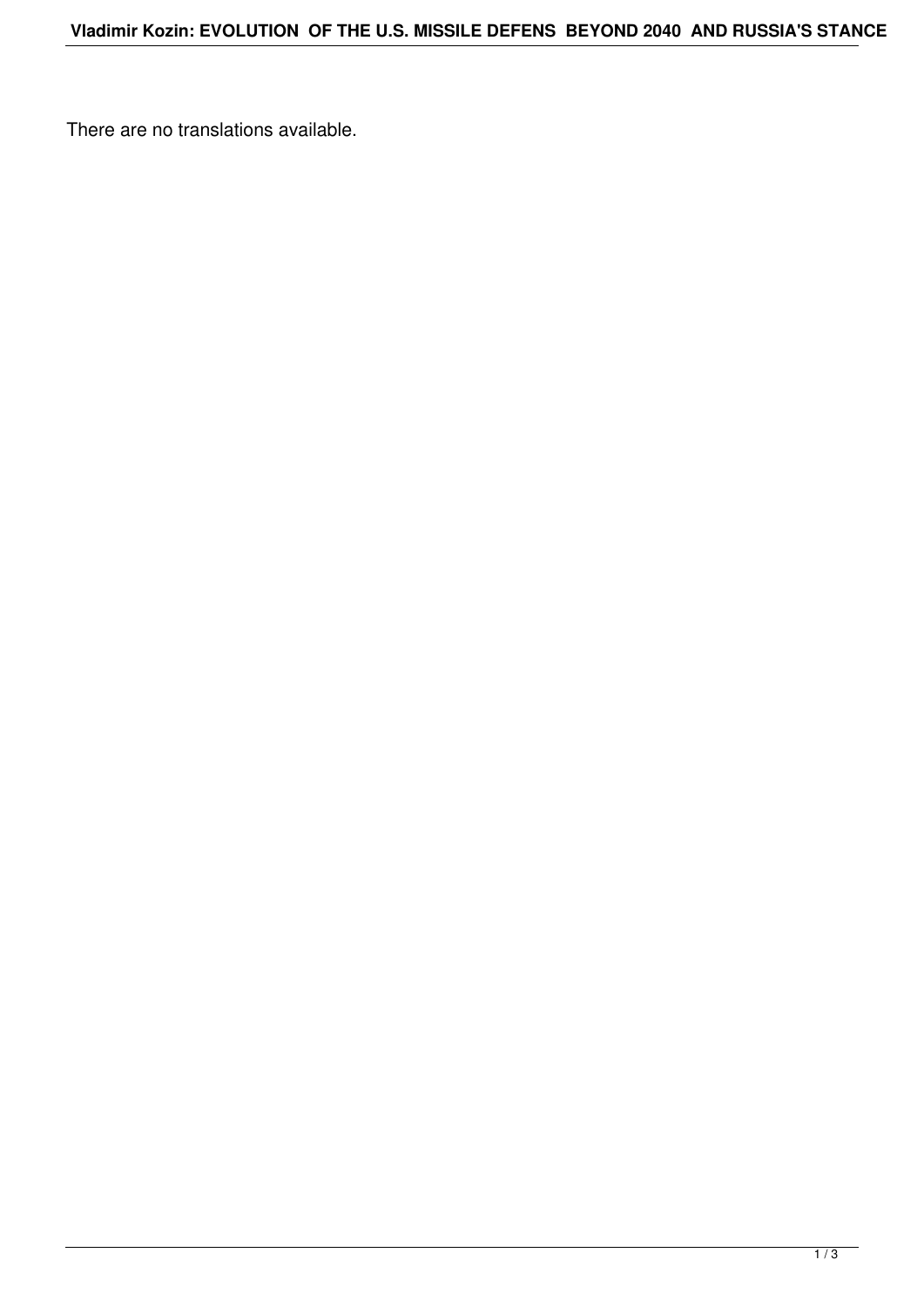There are no translations available.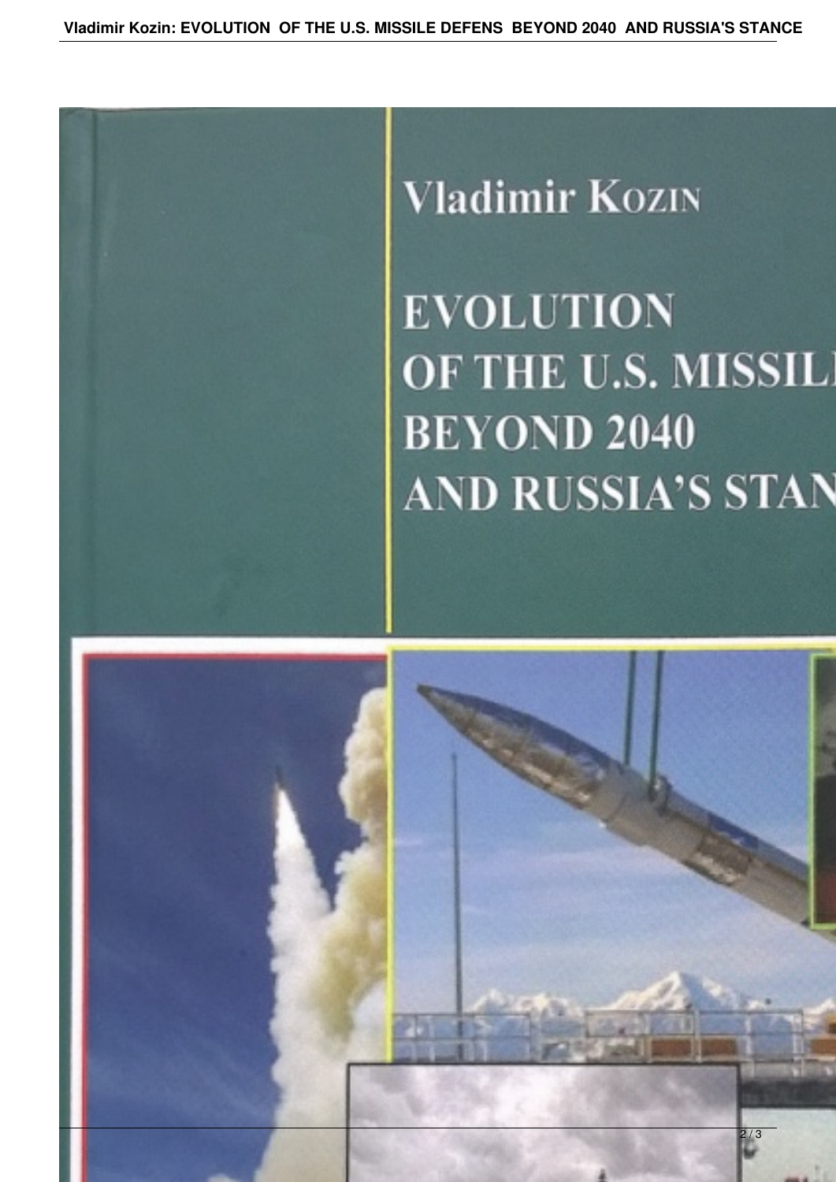Vladimir Kozin

EVOLUTION
OF THE U.S. MISSIL
BEYOND 2040
AND RUSSIA'S STAN